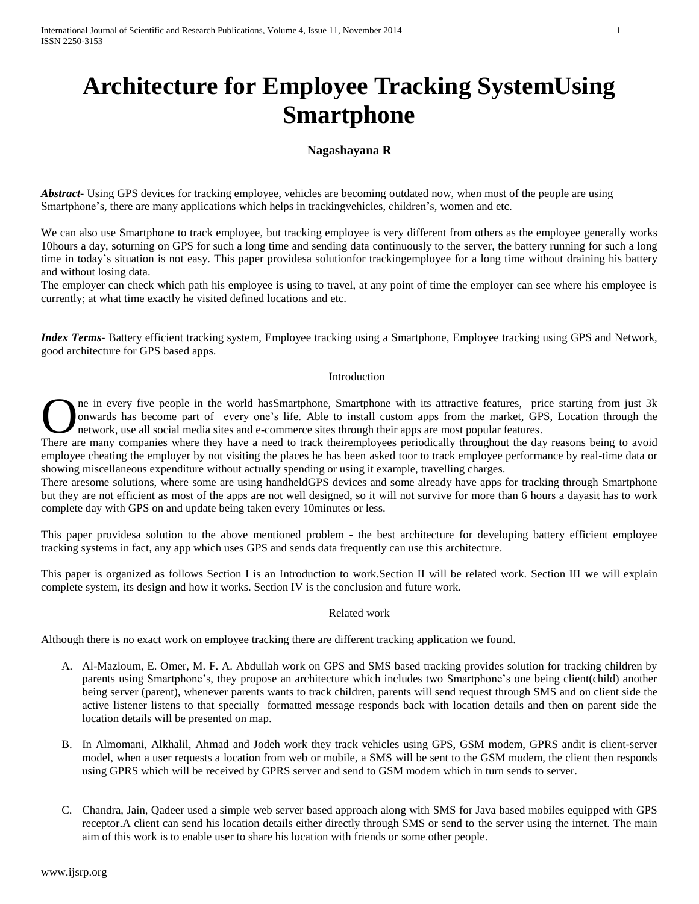# Architecture for Employee Tracking SystemUsing Smartphone

**Nagashayana R**

***Abstract*-** Using GPS devices for tracking employee, vehicles are becoming outdated now, when most of the people are using Smartphone's, there are many applications which helps in trackingvehicles, children's, women and etc.

We can also use Smartphone to track employee, but tracking employee is very different from others as the employee generally works 10hours a day, soturning on GPS for such a long time and sending data continuously to the server, the battery running for such a long time in today's situation is not easy. This paper providesa solutionfor trackingemployee for a long time without draining his battery and without losing data.
The employer can check which path his employee is using to travel, at any point of time the employer can see where his employee is currently; at what time exactly he visited defined locations and etc.

***Index Terms*-** Battery efficient tracking system, Employee tracking using a Smartphone, Employee tracking using GPS and Network, good architecture for GPS based apps.

## Introduction

One in every five people in the world hasSmartphone, Smartphone with its attractive features, price starting from just 3k onwards has become part of every one's life. Able to install custom apps from the market, GPS, Location through the network, use all social media sites and e-commerce sites through their apps are most popular features.
There are many companies where they have a need to track theiremployees periodically throughout the day reasons being to avoid employee cheating the employer by not visiting the places he has been asked toor to track employee performance by real-time data or showing miscellaneous expenditure without actually spending or using it example, travelling charges.
There aresome solutions, where some are using handheldGPS devices and some already have apps for tracking through Smartphone but they are not efficient as most of the apps are not well designed, so it will not survive for more than 6 hours a dayasit has to work complete day with GPS on and update being taken every 10minutes or less.

This paper providesa solution to the above mentioned problem - the best architecture for developing battery efficient employee tracking systems in fact, any app which uses GPS and sends data frequently can use this architecture.

This paper is organized as follows Section I is an Introduction to work.Section II will be related work. Section III we will explain complete system, its design and how it works. Section IV is the conclusion and future work.

## Related work

Although there is no exact work on employee tracking there are different tracking application we found.

A. Al-Mazloum, E. Omer, M. F. A. Abdullah work on GPS and SMS based tracking provides solution for tracking children by parents using Smartphone's, they propose an architecture which includes two Smartphone's one being client(child) another being server (parent), whenever parents wants to track children, parents will send request through SMS and on client side the active listener listens to that specially formatted message responds back with location details and then on parent side the location details will be presented on map.

B. In Almomani, Alkhalil, Ahmad and Jodeh work they track vehicles using GPS, GSM modem, GPRS andit is client-server model, when a user requests a location from web or mobile, a SMS will be sent to the GSM modem, the client then responds using GPRS which will be received by GPRS server and send to GSM modem which in turn sends to server.

C. Chandra, Jain, Qadeer used a simple web server based approach along with SMS for Java based mobiles equipped with GPS receptor.A client can send his location details either directly through SMS or send to the server using the internet. The main aim of this work is to enable user to share his location with friends or some other people.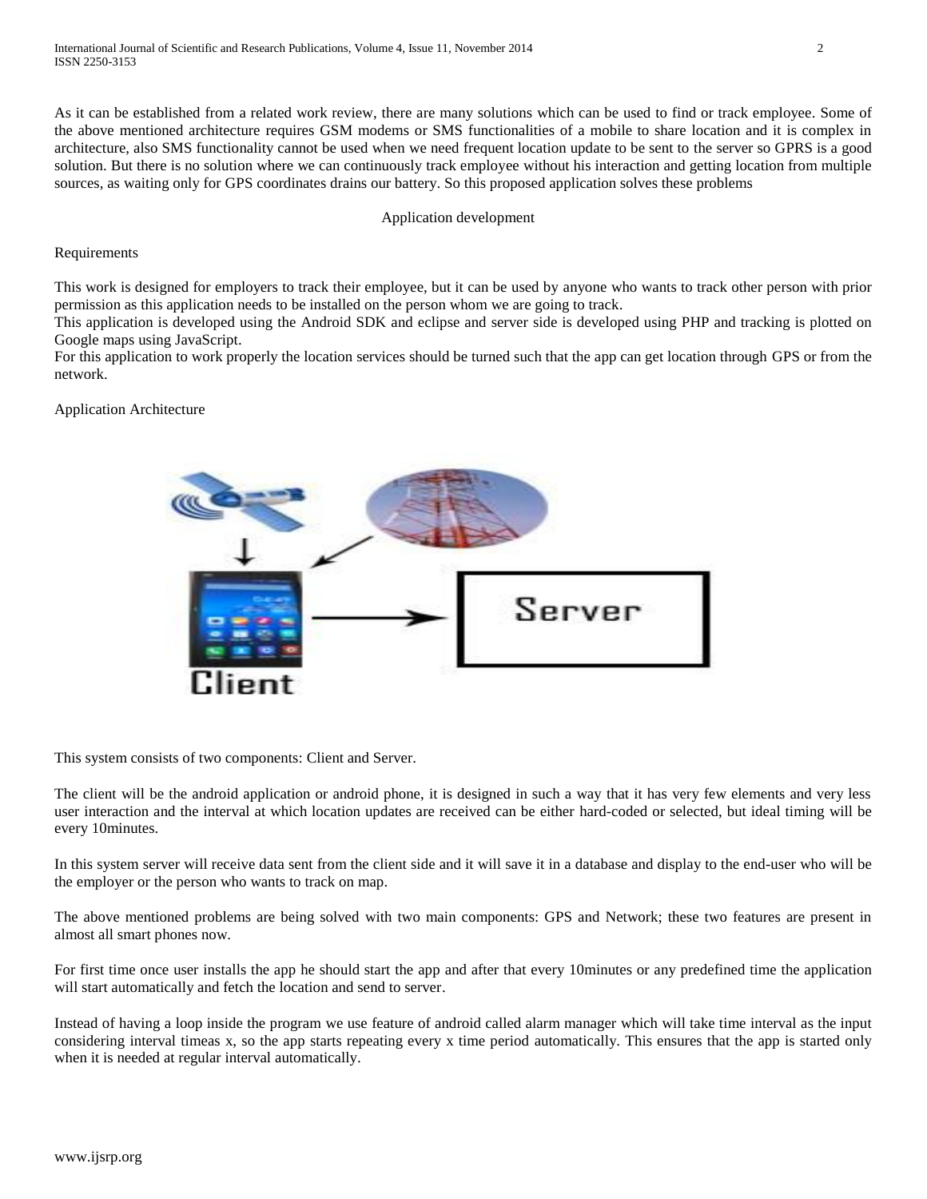As it can be established from a related work review, there are many solutions which can be used to find or track employee. Some of the above mentioned architecture requires GSM modems or SMS functionalities of a mobile to share location and it is complex in architecture, also SMS functionality cannot be used when we need frequent location update to be sent to the server so GPRS is a good solution. But there is no solution where we can continuously track employee without his interaction and getting location from multiple sources, as waiting only for GPS coordinates drains our battery. So this proposed application solves these problems

## Application development

### Requirements

This work is designed for employers to track their employee, but it can be used by anyone who wants to track other person with prior permission as this application needs to be installed on the person whom we are going to track.

This application is developed using the Android SDK and eclipse and server side is developed using PHP and tracking is plotted on Google maps using JavaScript.

For this application to work properly the location services should be turned such that the app can get location through GPS or from the network.

### Application Architecture

This system consists of two components: Client and Server.

The client will be the android application or android phone, it is designed in such a way that it has very few elements and very less user interaction and the interval at which location updates are received can be either hard-coded or selected, but ideal timing will be every 10minutes.

In this system server will receive data sent from the client side and it will save it in a database and display to the end-user who will be the employer or the person who wants to track on map.

The above mentioned problems are being solved with two main components: GPS and Network; these two features are present in almost all smart phones now.

For first time once user installs the app he should start the app and after that every 10minutes or any predefined time the application will start automatically and fetch the location and send to server.

Instead of having a loop inside the program we use feature of android called alarm manager which will take time interval as the input considering interval timeas x, so the app starts repeating every x time period automatically. This ensures that the app is started only when it is needed at regular interval automatically.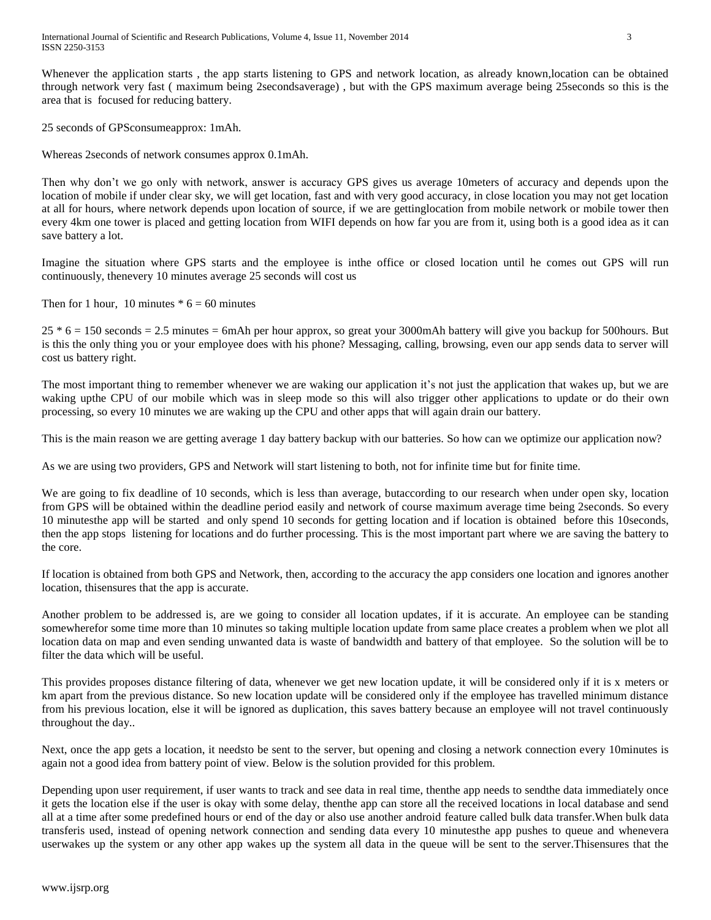Whenever the application starts , the app starts listening to GPS and network location, as already known,location can be obtained through network very fast ( maximum being 2secondsaverage) , but with the GPS maximum average being 25seconds so this is the area that is focused for reducing battery.

25 seconds of GPSconsumeapprox: 1mAh.

Whereas 2seconds of network consumes approx 0.1mAh.

Then why don't we go only with network, answer is accuracy GPS gives us average 10meters of accuracy and depends upon the location of mobile if under clear sky, we will get location, fast and with very good accuracy, in close location you may not get location at all for hours, where network depends upon location of source, if we are gettinglocation from mobile network or mobile tower then every 4km one tower is placed and getting location from WIFI depends on how far you are from it, using both is a good idea as it can save battery a lot.

Imagine the situation where GPS starts and the employee is inthe office or closed location until he comes out GPS will run continuously, thenevery 10 minutes average 25 seconds will cost us

Then for 1 hour, 10 minutes * 6 = 60 minutes

25 * 6 = 150 seconds = 2.5 minutes = 6mAh per hour approx, so great your 3000mAh battery will give you backup for 500hours. But is this the only thing you or your employee does with his phone? Messaging, calling, browsing, even our app sends data to server will cost us battery right.

The most important thing to remember whenever we are waking our application it's not just the application that wakes up, but we are waking upthe CPU of our mobile which was in sleep mode so this will also trigger other applications to update or do their own processing, so every 10 minutes we are waking up the CPU and other apps that will again drain our battery.

This is the main reason we are getting average 1 day battery backup with our batteries. So how can we optimize our application now?

As we are using two providers, GPS and Network will start listening to both, not for infinite time but for finite time.

We are going to fix deadline of 10 seconds, which is less than average, butaccording to our research when under open sky, location from GPS will be obtained within the deadline period easily and network of course maximum average time being 2seconds. So every 10 minutesthe app will be started and only spend 10 seconds for getting location and if location is obtained before this 10seconds, then the app stops listening for locations and do further processing. This is the most important part where we are saving the battery to the core.

If location is obtained from both GPS and Network, then, according to the accuracy the app considers one location and ignores another location, thisensures that the app is accurate.

Another problem to be addressed is, are we going to consider all location updates, if it is accurate. An employee can be standing somewherefor some time more than 10 minutes so taking multiple location update from same place creates a problem when we plot all location data on map and even sending unwanted data is waste of bandwidth and battery of that employee. So the solution will be to filter the data which will be useful.

This provides proposes distance filtering of data, whenever we get new location update, it will be considered only if it is x meters or km apart from the previous distance. So new location update will be considered only if the employee has travelled minimum distance from his previous location, else it will be ignored as duplication, this saves battery because an employee will not travel continuously throughout the day..

Next, once the app gets a location, it needsto be sent to the server, but opening and closing a network connection every 10minutes is again not a good idea from battery point of view. Below is the solution provided for this problem.

Depending upon user requirement, if user wants to track and see data in real time, thenthe app needs to sendthe data immediately once it gets the location else if the user is okay with some delay, thenthe app can store all the received locations in local database and send all at a time after some predefined hours or end of the day or also use another android feature called bulk data transfer.When bulk data transferis used, instead of opening network connection and sending data every 10 minutesthe app pushes to queue and whenevera userwakes up the system or any other app wakes up the system all data in the queue will be sent to the server.Thisensures that the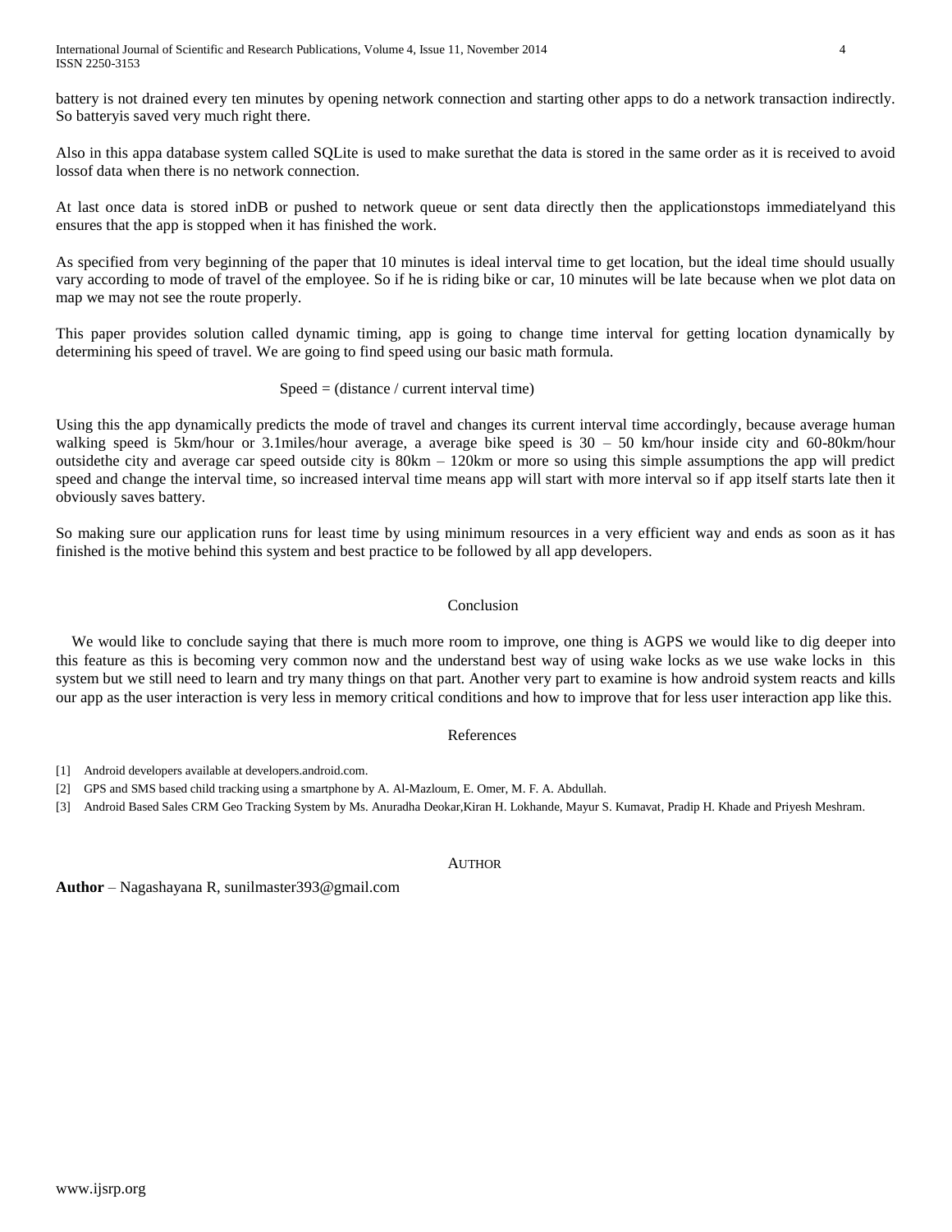battery is not drained every ten minutes by opening network connection and starting other apps to do a network transaction indirectly. So batteryis saved very much right there.

Also in this appa database system called SQLite is used to make surethat the data is stored in the same order as it is received to avoid lossof data when there is no network connection.

At last once data is stored inDB or pushed to network queue or sent data directly then the applicationstops immediatelyand this ensures that the app is stopped when it has finished the work.

As specified from very beginning of the paper that 10 minutes is ideal interval time to get location, but the ideal time should usually vary according to mode of travel of the employee. So if he is riding bike or car, 10 minutes will be late because when we plot data on map we may not see the route properly.

This paper provides solution called dynamic timing, app is going to change time interval for getting location dynamically by determining his speed of travel. We are going to find speed using our basic math formula.

$$\text{Speed} = (\text{distance} / \text{current interval time})$$

Using this the app dynamically predicts the mode of travel and changes its current interval time accordingly, because average human walking speed is 5km/hour or 3.1miles/hour average, a average bike speed is 30 – 50 km/hour inside city and 60-80km/hour outsidethe city and average car speed outside city is 80km – 120km or more so using this simple assumptions the app will predict speed and change the interval time, so increased interval time means app will start with more interval so if app itself starts late then it obviously saves battery.

So making sure our application runs for least time by using minimum resources in a very efficient way and ends as soon as it has finished is the motive behind this system and best practice to be followed by all app developers.

## Conclusion

We would like to conclude saying that there is much more room to improve, one thing is AGPS we would like to dig deeper into this feature as this is becoming very common now and the understand best way of using wake locks as we use wake locks in this system but we still need to learn and try many things on that part. Another very part to examine is how android system reacts and kills our app as the user interaction is very less in memory critical conditions and how to improve that for less user interaction app like this.

## References

[1] Android developers available at developers.android.com.

[2] GPS and SMS based child tracking using a smartphone by A. Al-Mazloum, E. Omer, M. F. A. Abdullah.

[3] Android Based Sales CRM Geo Tracking System by Ms. Anuradha Deokar,Kiran H. Lokhande, Mayur S. Kumavat, Pradip H. Khade and Priyesh Meshram.

## Author

**Author** – Nagashayana R, sunilmaster393@gmail.com